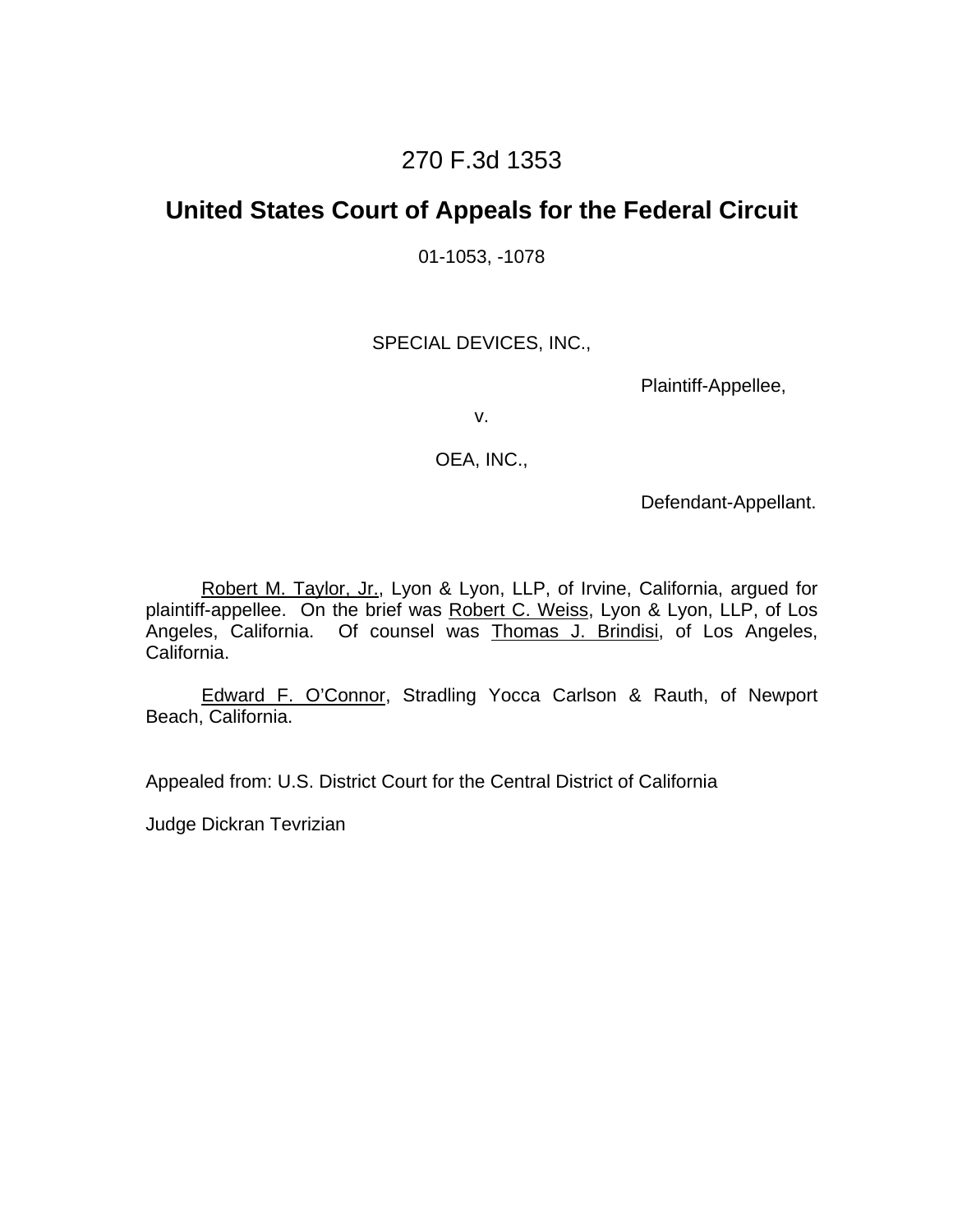# 270 F.3d 1353

## United States Court of Appeals for the Federal Circuit

01-1053, -1078

SPECIAL DEVICES, INC.,

Plaintiff-Appellee,

v.

OEA, INC.,

Defendant-Appellant.

Robert M. Taylor, Jr., Lyon & Lyon, LLP, of Irvine, California, argued for plaintiff-appellee. On the brief was Robert C. Weiss, Lyon & Lyon, LLP, of Los Angeles, California. Of counsel was Thomas J. Brindisi, of Los Angeles, California.

Edward F. O'Connor, Stradling Yocca Carlson & Rauth, of Newport Beach, California.

Appealed from: U.S. District Court for the Central District of California

Judge Dickran Tevrizian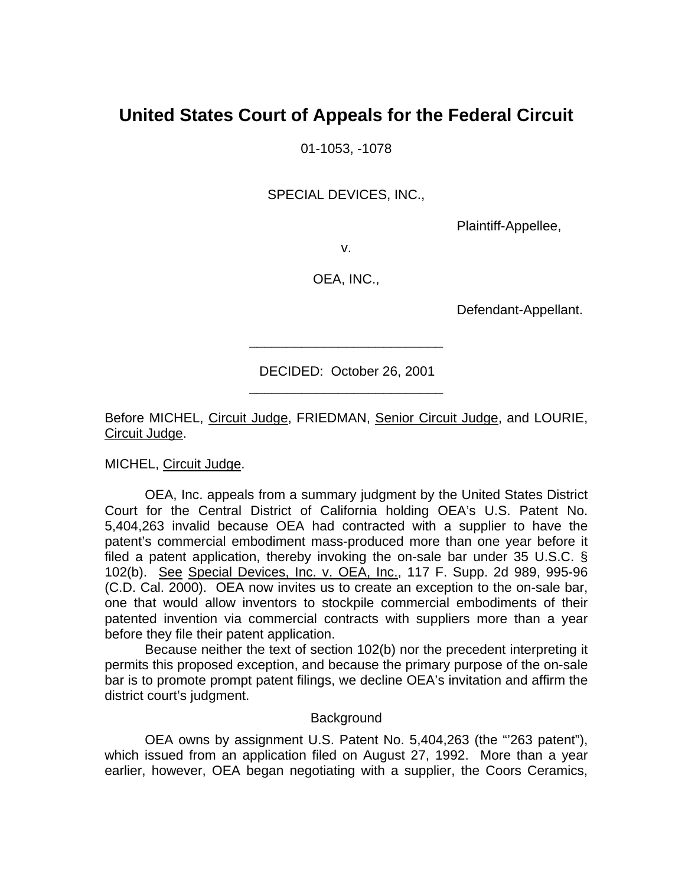# United States Court of Appeals for the Federal Circuit

01-1053, -1078

SPECIAL DEVICES, INC.,

Plaintiff-Appellee,

v.

OEA, INC.,

Defendant-Appellant.

\_\_\_\_\_\_\_\_\_\_\_\_\_\_\_\_\_\_\_\_\_\_\_\_\_\_\_

DECIDED: October 26, 2001

\_\_\_\_\_\_\_\_\_\_\_\_\_\_\_\_\_\_\_\_\_\_\_\_\_\_\_

Before MICHEL, Circuit Judge, FRIEDMAN, Senior Circuit Judge, and LOURIE, Circuit Judge.

MICHEL, Circuit Judge.

OEA, Inc. appeals from a summary judgment by the United States District Court for the Central District of California holding OEA's U.S. Patent No. 5,404,263 invalid because OEA had contracted with a supplier to have the patent's commercial embodiment mass-produced more than one year before it filed a patent application, thereby invoking the on-sale bar under 35 U.S.C. § 102(b). See Special Devices, Inc. v. OEA, Inc., 117 F. Supp. 2d 989, 995-96 (C.D. Cal. 2000). OEA now invites us to create an exception to the on-sale bar, one that would allow inventors to stockpile commercial embodiments of their patented invention via commercial contracts with suppliers more than a year before they file their patent application.

Because neither the text of section 102(b) nor the precedent interpreting it permits this proposed exception, and because the primary purpose of the on-sale bar is to promote prompt patent filings, we decline OEA's invitation and affirm the district court's judgment.

## Background

OEA owns by assignment U.S. Patent No. 5,404,263 (the "'263 patent"), which issued from an application filed on August 27, 1992. More than a year earlier, however, OEA began negotiating with a supplier, the Coors Ceramics,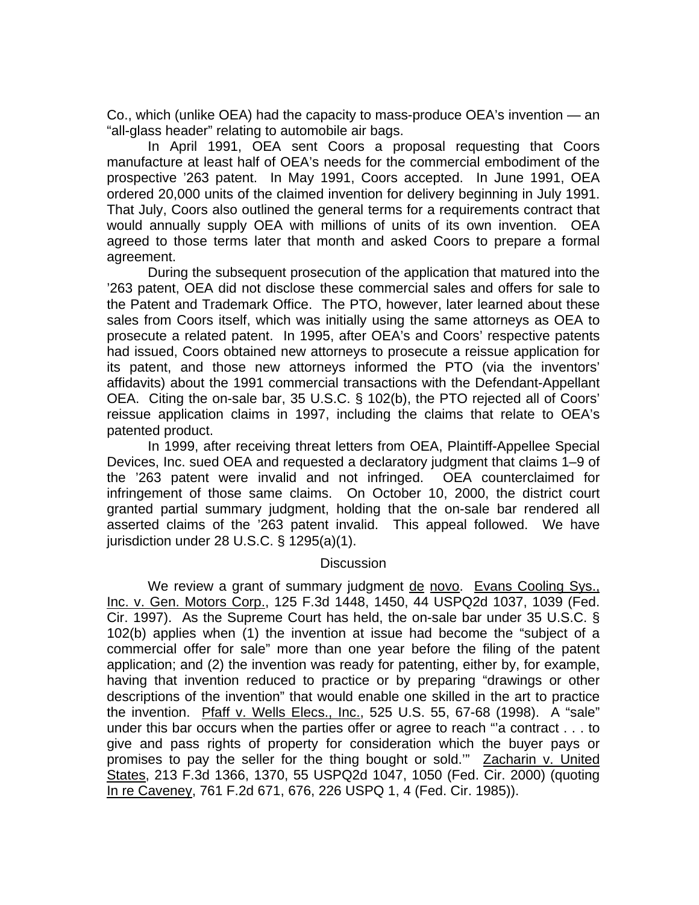Co., which (unlike OEA) had the capacity to mass-produce OEA's invention — an "all-glass header" relating to automobile air bags.

In April 1991, OEA sent Coors a proposal requesting that Coors manufacture at least half of OEA's needs for the commercial embodiment of the prospective '263 patent. In May 1991, Coors accepted. In June 1991, OEA ordered 20,000 units of the claimed invention for delivery beginning in July 1991. That July, Coors also outlined the general terms for a requirements contract that would annually supply OEA with millions of units of its own invention. OEA agreed to those terms later that month and asked Coors to prepare a formal agreement.

During the subsequent prosecution of the application that matured into the '263 patent, OEA did not disclose these commercial sales and offers for sale to the Patent and Trademark Office. The PTO, however, later learned about these sales from Coors itself, which was initially using the same attorneys as OEA to prosecute a related patent. In 1995, after OEA's and Coors' respective patents had issued, Coors obtained new attorneys to prosecute a reissue application for its patent, and those new attorneys informed the PTO (via the inventors' affidavits) about the 1991 commercial transactions with the Defendant-Appellant OEA. Citing the on-sale bar, 35 U.S.C. § 102(b), the PTO rejected all of Coors' reissue application claims in 1997, including the claims that relate to OEA's patented product.

In 1999, after receiving threat letters from OEA, Plaintiff-Appellee Special Devices, Inc. sued OEA and requested a declaratory judgment that claims 1–9 of the '263 patent were invalid and not infringed. OEA counterclaimed for infringement of those same claims. On October 10, 2000, the district court granted partial summary judgment, holding that the on-sale bar rendered all asserted claims of the '263 patent invalid. This appeal followed. We have jurisdiction under 28 U.S.C. § 1295(a)(1).

## Discussion

We review a grant of summary judgment de novo. Evans Cooling Sys., Inc. v. Gen. Motors Corp., 125 F.3d 1448, 1450, 44 USPQ2d 1037, 1039 (Fed. Cir. 1997). As the Supreme Court has held, the on-sale bar under 35 U.S.C. § 102(b) applies when (1) the invention at issue had become the "subject of a commercial offer for sale" more than one year before the filing of the patent application; and (2) the invention was ready for patenting, either by, for example, having that invention reduced to practice or by preparing "drawings or other descriptions of the invention" that would enable one skilled in the art to practice the invention. Pfaff v. Wells Elecs., Inc., 525 U.S. 55, 67-68 (1998). A "sale" under this bar occurs when the parties offer or agree to reach "'a contract . . . to give and pass rights of property for consideration which the buyer pays or promises to pay the seller for the thing bought or sold.'" Zacharin v. United States, 213 F.3d 1366, 1370, 55 USPQ2d 1047, 1050 (Fed. Cir. 2000) (quoting In re Caveney, 761 F.2d 671, 676, 226 USPQ 1, 4 (Fed. Cir. 1985)).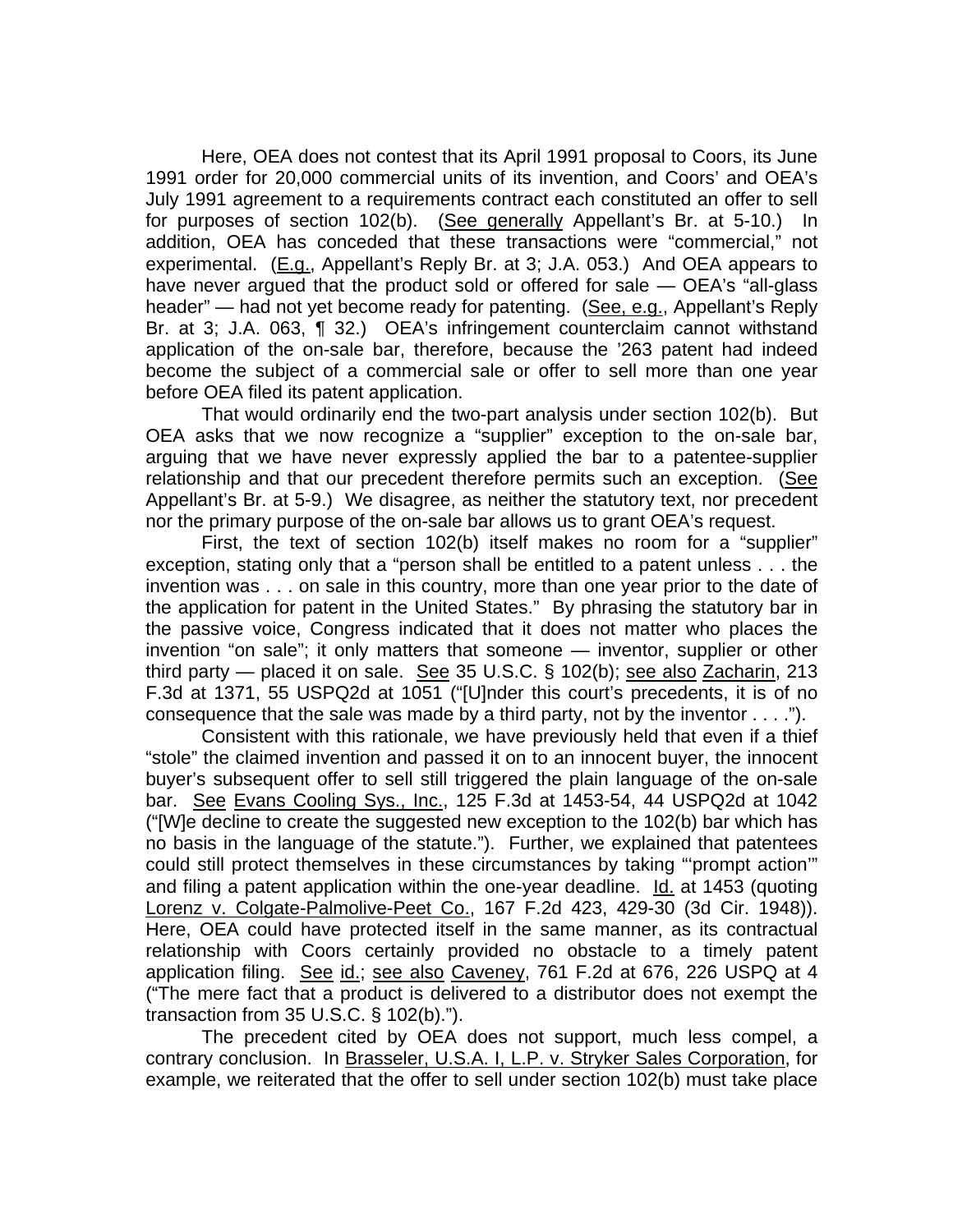Here, OEA does not contest that its April 1991 proposal to Coors, its June 1991 order for 20,000 commercial units of its invention, and Coors' and OEA's July 1991 agreement to a requirements contract each constituted an offer to sell for purposes of section 102(b). (See generally Appellant's Br. at 5-10.) In addition, OEA has conceded that these transactions were "commercial," not experimental. (E.g., Appellant's Reply Br. at 3; J.A. 053.) And OEA appears to have never argued that the product sold or offered for sale — OEA's "all-glass header" — had not yet become ready for patenting. (See, e.g., Appellant's Reply Br. at 3; J.A. 063, ¶ 32.) OEA's infringement counterclaim cannot withstand application of the on-sale bar, therefore, because the '263 patent had indeed become the subject of a commercial sale or offer to sell more than one year before OEA filed its patent application.

That would ordinarily end the two-part analysis under section 102(b). But OEA asks that we now recognize a "supplier" exception to the on-sale bar, arguing that we have never expressly applied the bar to a patentee-supplier relationship and that our precedent therefore permits such an exception. (See Appellant's Br. at 5-9.) We disagree, as neither the statutory text, nor precedent nor the primary purpose of the on-sale bar allows us to grant OEA's request.

First, the text of section 102(b) itself makes no room for a "supplier" exception, stating only that a "person shall be entitled to a patent unless . . . the invention was . . . on sale in this country, more than one year prior to the date of the application for patent in the United States." By phrasing the statutory bar in the passive voice, Congress indicated that it does not matter who places the invention "on sale"; it only matters that someone — inventor, supplier or other third party — placed it on sale. See 35 U.S.C. § 102(b); see also Zacharin, 213 F.3d at 1371, 55 USPQ2d at 1051 ("[U]nder this court's precedents, it is of no consequence that the sale was made by a third party, not by the inventor . . . .").

Consistent with this rationale, we have previously held that even if a thief "stole" the claimed invention and passed it on to an innocent buyer, the innocent buyer's subsequent offer to sell still triggered the plain language of the on-sale bar. See Evans Cooling Sys., Inc., 125 F.3d at 1453-54, 44 USPQ2d at 1042 ("[W]e decline to create the suggested new exception to the 102(b) bar which has no basis in the language of the statute."). Further, we explained that patentees could still protect themselves in these circumstances by taking "'prompt action'" and filing a patent application within the one-year deadline. Id. at 1453 (quoting Lorenz v. Colgate-Palmolive-Peet Co., 167 F.2d 423, 429-30 (3d Cir. 1948)). Here, OEA could have protected itself in the same manner, as its contractual relationship with Coors certainly provided no obstacle to a timely patent application filing. See id.; see also Caveney, 761 F.2d at 676, 226 USPQ at 4 ("The mere fact that a product is delivered to a distributor does not exempt the transaction from 35 U.S.C. § 102(b).").

The precedent cited by OEA does not support, much less compel, a contrary conclusion. In Brasseler, U.S.A. I, L.P. v. Stryker Sales Corporation, for example, we reiterated that the offer to sell under section 102(b) must take place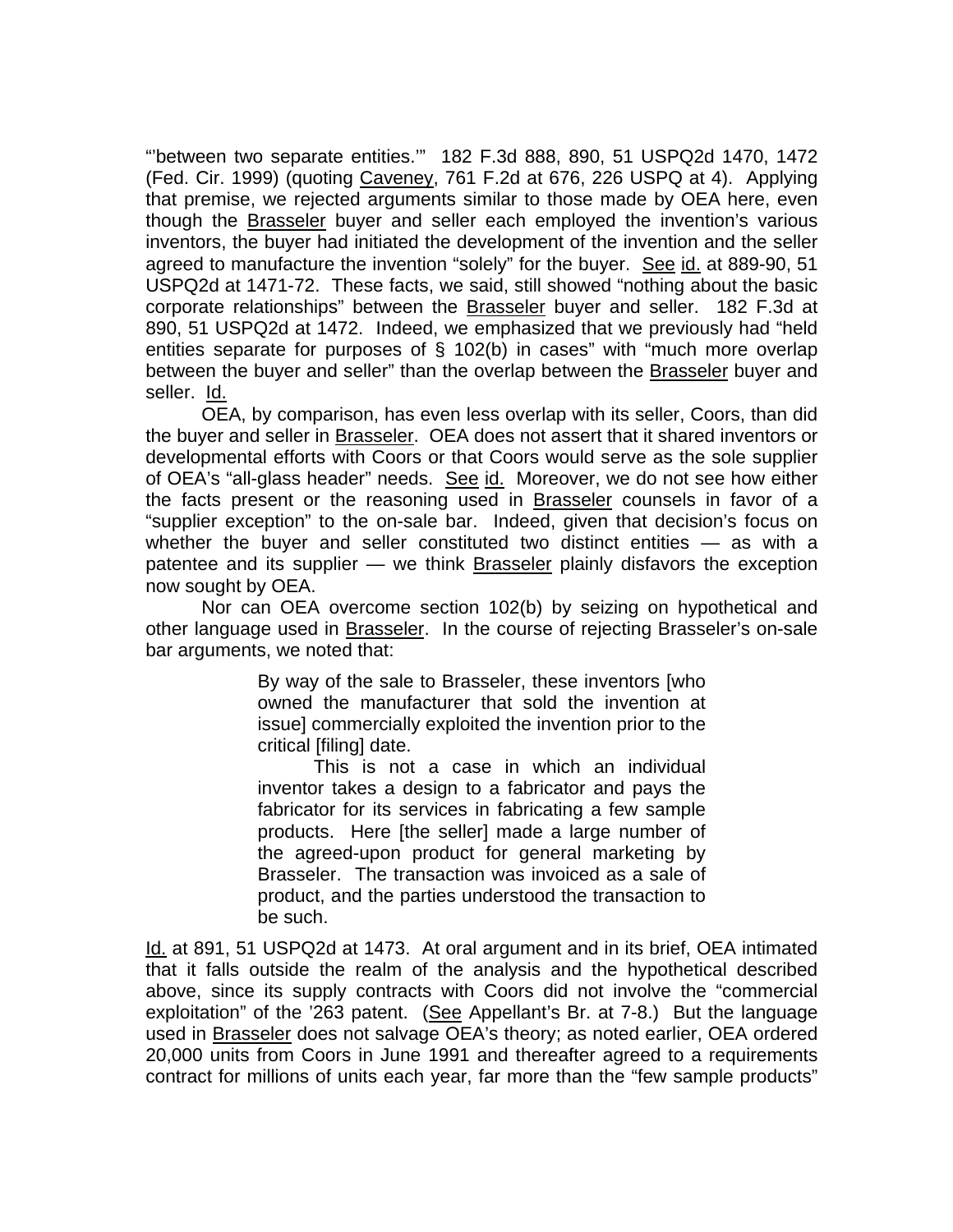"'between two separate entities.'" 182 F.3d 888, 890, 51 USPQ2d 1470, 1472 (Fed. Cir. 1999) (quoting Caveney, 761 F.2d at 676, 226 USPQ at 4). Applying that premise, we rejected arguments similar to those made by OEA here, even though the Brasseler buyer and seller each employed the invention's various inventors, the buyer had initiated the development of the invention and the seller agreed to manufacture the invention "solely" for the buyer. See id. at 889-90, 51 USPQ2d at 1471-72. These facts, we said, still showed "nothing about the basic corporate relationships" between the Brasseler buyer and seller. 182 F.3d at 890, 51 USPQ2d at 1472. Indeed, we emphasized that we previously had "held entities separate for purposes of § 102(b) in cases" with "much more overlap between the buyer and seller" than the overlap between the Brasseler buyer and seller. Id.

OEA, by comparison, has even less overlap with its seller, Coors, than did the buyer and seller in Brasseler. OEA does not assert that it shared inventors or developmental efforts with Coors or that Coors would serve as the sole supplier of OEA's "all-glass header" needs. See id. Moreover, we do not see how either the facts present or the reasoning used in Brasseler counsels in favor of a "supplier exception" to the on-sale bar. Indeed, given that decision's focus on whether the buyer and seller constituted two distinct entities — as with a patentee and its supplier — we think Brasseler plainly disfavors the exception now sought by OEA.

Nor can OEA overcome section 102(b) by seizing on hypothetical and other language used in Brasseler. In the course of rejecting Brasseler's on-sale bar arguments, we noted that:

> By way of the sale to Brasseler, these inventors [who owned the manufacturer that sold the invention at issue] commercially exploited the invention prior to the critical [filing] date.
>
> This is not a case in which an individual inventor takes a design to a fabricator and pays the fabricator for its services in fabricating a few sample products. Here [the seller] made a large number of the agreed-upon product for general marketing by Brasseler. The transaction was invoiced as a sale of product, and the parties understood the transaction to be such.

Id. at 891, 51 USPQ2d at 1473. At oral argument and in its brief, OEA intimated that it falls outside the realm of the analysis and the hypothetical described above, since its supply contracts with Coors did not involve the "commercial exploitation" of the '263 patent. (See Appellant's Br. at 7-8.) But the language used in Brasseler does not salvage OEA's theory; as noted earlier, OEA ordered 20,000 units from Coors in June 1991 and thereafter agreed to a requirements contract for millions of units each year, far more than the "few sample products"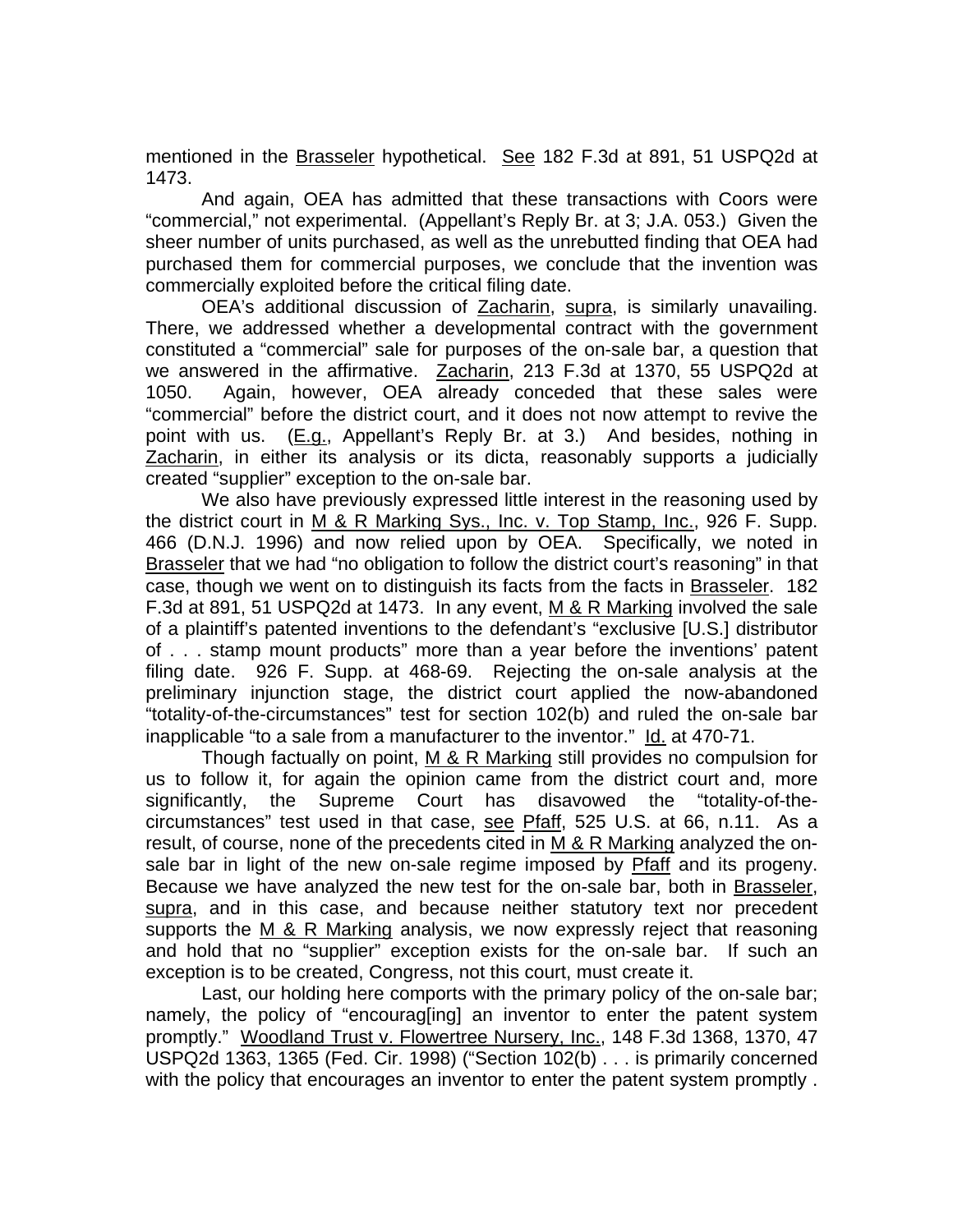mentioned in the Brasseler hypothetical. See 182 F.3d at 891, 51 USPQ2d at 1473.

And again, OEA has admitted that these transactions with Coors were "commercial," not experimental. (Appellant's Reply Br. at 3; J.A. 053.) Given the sheer number of units purchased, as well as the unrebutted finding that OEA had purchased them for commercial purposes, we conclude that the invention was commercially exploited before the critical filing date.

OEA's additional discussion of Zacharin, supra, is similarly unavailing. There, we addressed whether a developmental contract with the government constituted a "commercial" sale for purposes of the on-sale bar, a question that we answered in the affirmative. Zacharin, 213 F.3d at 1370, 55 USPQ2d at 1050. Again, however, OEA already conceded that these sales were "commercial" before the district court, and it does not now attempt to revive the point with us. (E.g., Appellant's Reply Br. at 3.) And besides, nothing in Zacharin, in either its analysis or its dicta, reasonably supports a judicially created "supplier" exception to the on-sale bar.

We also have previously expressed little interest in the reasoning used by the district court in M & R Marking Sys., Inc. v. Top Stamp, Inc., 926 F. Supp. 466 (D.N.J. 1996) and now relied upon by OEA. Specifically, we noted in Brasseler that we had "no obligation to follow the district court's reasoning" in that case, though we went on to distinguish its facts from the facts in Brasseler. 182 F.3d at 891, 51 USPQ2d at 1473. In any event, M & R Marking involved the sale of a plaintiff's patented inventions to the defendant's "exclusive [U.S.] distributor of . . . stamp mount products" more than a year before the inventions' patent filing date. 926 F. Supp. at 468-69. Rejecting the on-sale analysis at the preliminary injunction stage, the district court applied the now-abandoned "totality-of-the-circumstances" test for section 102(b) and ruled the on-sale bar inapplicable "to a sale from a manufacturer to the inventor." Id. at 470-71.

Though factually on point, M & R Marking still provides no compulsion for us to follow it, for again the opinion came from the district court and, more significantly, the Supreme Court has disavowed the "totality-of-the-circumstances" test used in that case, see Pfaff, 525 U.S. at 66, n.11. As a result, of course, none of the precedents cited in M & R Marking analyzed the on-sale bar in light of the new on-sale regime imposed by Pfaff and its progeny. Because we have analyzed the new test for the on-sale bar, both in Brasseler, supra, and in this case, and because neither statutory text nor precedent supports the M & R Marking analysis, we now expressly reject that reasoning and hold that no "supplier" exception exists for the on-sale bar. If such an exception is to be created, Congress, not this court, must create it.

Last, our holding here comports with the primary policy of the on-sale bar; namely, the policy of "encourag[ing] an inventor to enter the patent system promptly." Woodland Trust v. Flowertree Nursery, Inc., 148 F.3d 1368, 1370, 47 USPQ2d 1363, 1365 (Fed. Cir. 1998) ("Section 102(b) . . . is primarily concerned with the policy that encourages an inventor to enter the patent system promptly .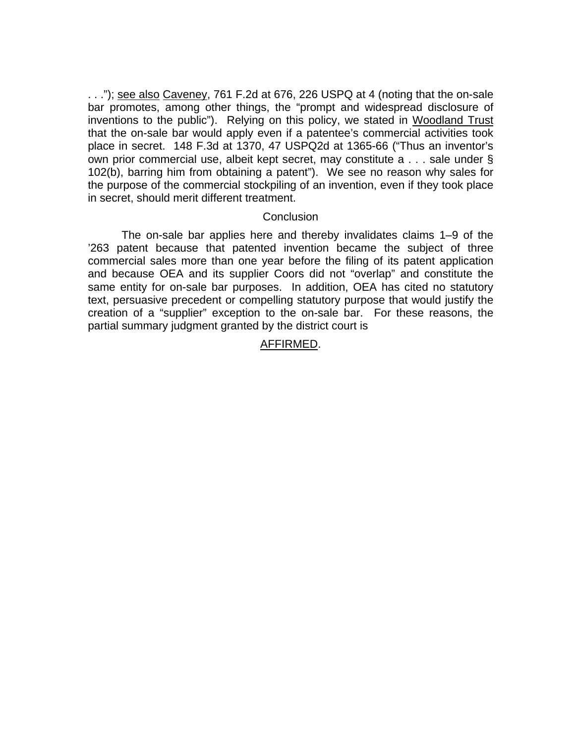. . ."); see also Caveney, 761 F.2d at 676, 226 USPQ at 4 (noting that the on-sale bar promotes, among other things, the "prompt and widespread disclosure of inventions to the public"). Relying on this policy, we stated in Woodland Trust that the on-sale bar would apply even if a patentee's commercial activities took place in secret. 148 F.3d at 1370, 47 USPQ2d at 1365-66 ("Thus an inventor's own prior commercial use, albeit kept secret, may constitute a . . . sale under § 102(b), barring him from obtaining a patent"). We see no reason why sales for the purpose of the commercial stockpiling of an invention, even if they took place in secret, should merit different treatment.

## Conclusion

The on-sale bar applies here and thereby invalidates claims 1–9 of the '263 patent because that patented invention became the subject of three commercial sales more than one year before the filing of its patent application and because OEA and its supplier Coors did not "overlap" and constitute the same entity for on-sale bar purposes. In addition, OEA has cited no statutory text, persuasive precedent or compelling statutory purpose that would justify the creation of a "supplier" exception to the on-sale bar. For these reasons, the partial summary judgment granted by the district court is

AFFIRMED.